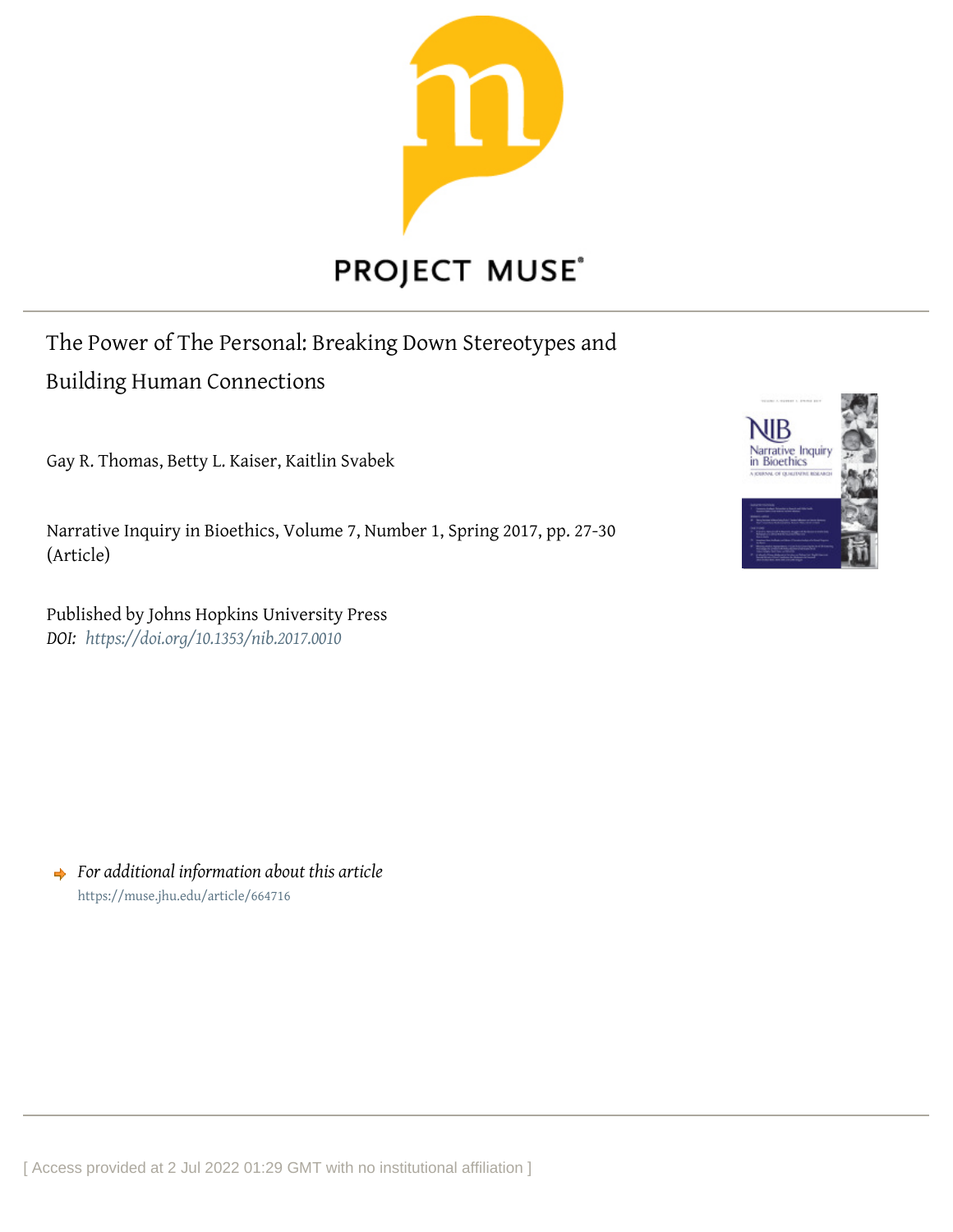PROJECT MUSE

# The Power of The Personal: Breaking Down Stereotypes and Building Human Connections

Gay R. Thomas, Betty L. Kaiser, Kaitlin Svabek

Narrative Inquiry in Bioethics, Volume 7, Number 1, Spring 2017, pp. 27-30 (Article)

Published by Johns Hopkins University Press
*DOI: https://doi.org/10.1353/nib.2017.0010*

*For additional information about this article*
https://muse.jhu.edu/article/664716

[ Access provided at 2 Jul 2022 01:29 GMT with no institutional affiliation ]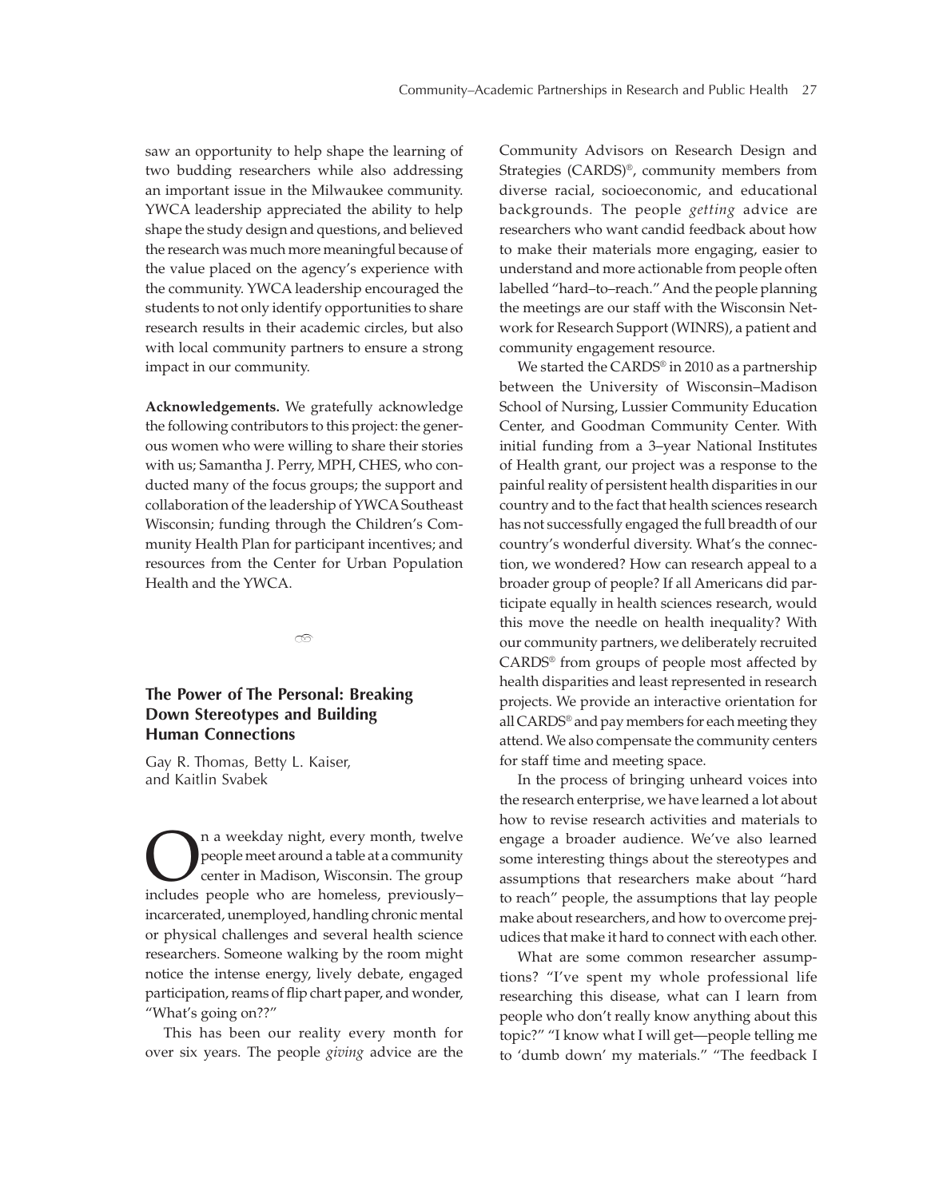saw an opportunity to help shape the learning of two budding researchers while also addressing an important issue in the Milwaukee community. YWCA leadership appreciated the ability to help shape the study design and questions, and believed the research was much more meaningful because of the value placed on the agency's experience with the community. YWCA leadership encouraged the students to not only identify opportunities to share research results in their academic circles, but also with local community partners to ensure a strong impact in our community.

**Acknowledgements.** We gratefully acknowledge the following contributors to this project: the generous women who were willing to share their stories with us; Samantha J. Perry, MPH, CHES, who conducted many of the focus groups; the support and collaboration of the leadership of YWCA Southeast Wisconsin; funding through the Children's Community Health Plan for participant incentives; and resources from the Center for Urban Population Health and the YWCA.

## The Power of The Personal: Breaking Down Stereotypes and Building Human Connections

Gay R. Thomas, Betty L. Kaiser, and Kaitlin Svabek

On a weekday night, every month, twelve people meet around a table at a community center in Madison, Wisconsin. The group includes people who are homeless, previously–incarcerated, unemployed, handling chronic mental or physical challenges and several health science researchers. Someone walking by the room might notice the intense energy, lively debate, engaged participation, reams of flip chart paper, and wonder, "What's going on??"

This has been our reality every month for over six years. The people *giving* advice are the Community Advisors on Research Design and Strategies (CARDS)®, community members from diverse racial, socioeconomic, and educational backgrounds. The people *getting* advice are researchers who want candid feedback about how to make their materials more engaging, easier to understand and more actionable from people often labelled "hard–to–reach." And the people planning the meetings are our staff with the Wisconsin Network for Research Support (WINRS), a patient and community engagement resource.

We started the CARDS® in 2010 as a partnership between the University of Wisconsin–Madison School of Nursing, Lussier Community Education Center, and Goodman Community Center. With initial funding from a 3–year National Institutes of Health grant, our project was a response to the painful reality of persistent health disparities in our country and to the fact that health sciences research has not successfully engaged the full breadth of our country's wonderful diversity. What's the connection, we wondered? How can research appeal to a broader group of people? If all Americans did participate equally in health sciences research, would this move the needle on health inequality? With our community partners, we deliberately recruited CARDS® from groups of people most affected by health disparities and least represented in research projects. We provide an interactive orientation for all CARDS® and pay members for each meeting they attend. We also compensate the community centers for staff time and meeting space.

In the process of bringing unheard voices into the research enterprise, we have learned a lot about how to revise research activities and materials to engage a broader audience. We've also learned some interesting things about the stereotypes and assumptions that researchers make about "hard to reach" people, the assumptions that lay people make about researchers, and how to overcome prejudices that make it hard to connect with each other.

What are some common researcher assumptions? "I've spent my whole professional life researching this disease, what can I learn from people who don't really know anything about this topic?" "I know what I will get—people telling me to 'dumb down' my materials." "The feedback I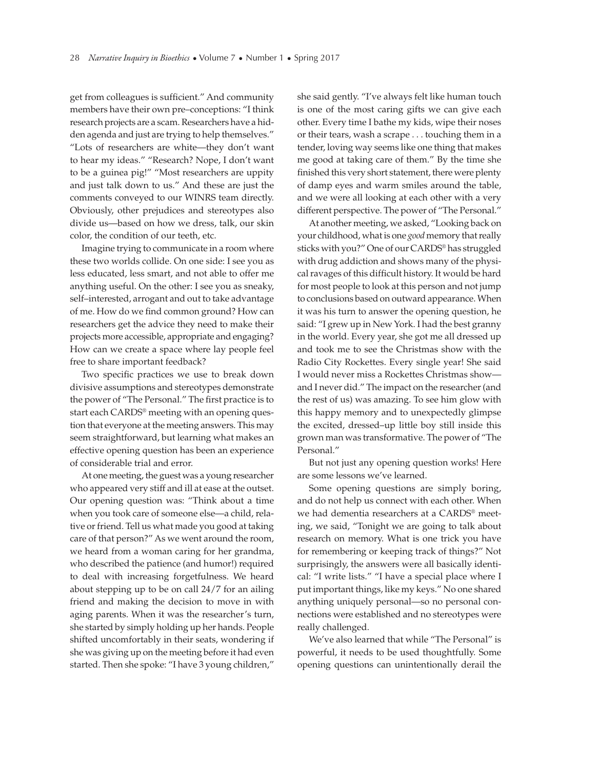get from colleagues is sufficient." And community members have their own pre–conceptions: "I think research projects are a scam. Researchers have a hidden agenda and just are trying to help themselves." "Lots of researchers are white—they don't want to hear my ideas." "Research? Nope, I don't want to be a guinea pig!" "Most researchers are uppity and just talk down to us." And these are just the comments conveyed to our WINRS team directly. Obviously, other prejudices and stereotypes also divide us—based on how we dress, talk, our skin color, the condition of our teeth, etc.

Imagine trying to communicate in a room where these two worlds collide. On one side: I see you as less educated, less smart, and not able to offer me anything useful. On the other: I see you as sneaky, self–interested, arrogant and out to take advantage of me. How do we find common ground? How can researchers get the advice they need to make their projects more accessible, appropriate and engaging? How can we create a space where lay people feel free to share important feedback?

Two specific practices we use to break down divisive assumptions and stereotypes demonstrate the power of "The Personal." The first practice is to start each CARDS® meeting with an opening question that everyone at the meeting answers. This may seem straightforward, but learning what makes an effective opening question has been an experience of considerable trial and error.

At one meeting, the guest was a young researcher who appeared very stiff and ill at ease at the outset. Our opening question was: "Think about a time when you took care of someone else—a child, relative or friend. Tell us what made you good at taking care of that person?" As we went around the room, we heard from a woman caring for her grandma, who described the patience (and humor!) required to deal with increasing forgetfulness. We heard about stepping up to be on call 24/7 for an ailing friend and making the decision to move in with aging parents. When it was the researcher's turn, she started by simply holding up her hands. People shifted uncomfortably in their seats, wondering if she was giving up on the meeting before it had even started. Then she spoke: "I have 3 young children," she said gently. "I've always felt like human touch is one of the most caring gifts we can give each other. Every time I bathe my kids, wipe their noses or their tears, wash a scrape . . . touching them in a tender, loving way seems like one thing that makes me good at taking care of them." By the time she finished this very short statement, there were plenty of damp eyes and warm smiles around the table, and we were all looking at each other with a very different perspective. The power of "The Personal."

At another meeting, we asked, "Looking back on your childhood, what is one *good* memory that really sticks with you?" One of our CARDS® has struggled with drug addiction and shows many of the physical ravages of this difficult history. It would be hard for most people to look at this person and not jump to conclusions based on outward appearance. When it was his turn to answer the opening question, he said: "I grew up in New York. I had the best granny in the world. Every year, she got me all dressed up and took me to see the Christmas show with the Radio City Rockettes. Every single year! She said I would never miss a Rockettes Christmas show—and I never did." The impact on the researcher (and the rest of us) was amazing. To see him glow with this happy memory and to unexpectedly glimpse the excited, dressed–up little boy still inside this grown man was transformative. The power of "The Personal."

But not just any opening question works! Here are some lessons we've learned.

Some opening questions are simply boring, and do not help us connect with each other. When we had dementia researchers at a CARDS® meeting, we said, "Tonight we are going to talk about research on memory. What is one trick you have for remembering or keeping track of things?" Not surprisingly, the answers were all basically identical: "I write lists." "I have a special place where I put important things, like my keys." No one shared anything uniquely personal—so no personal connections were established and no stereotypes were really challenged.

We've also learned that while "The Personal" is powerful, it needs to be used thoughtfully. Some opening questions can unintentionally derail the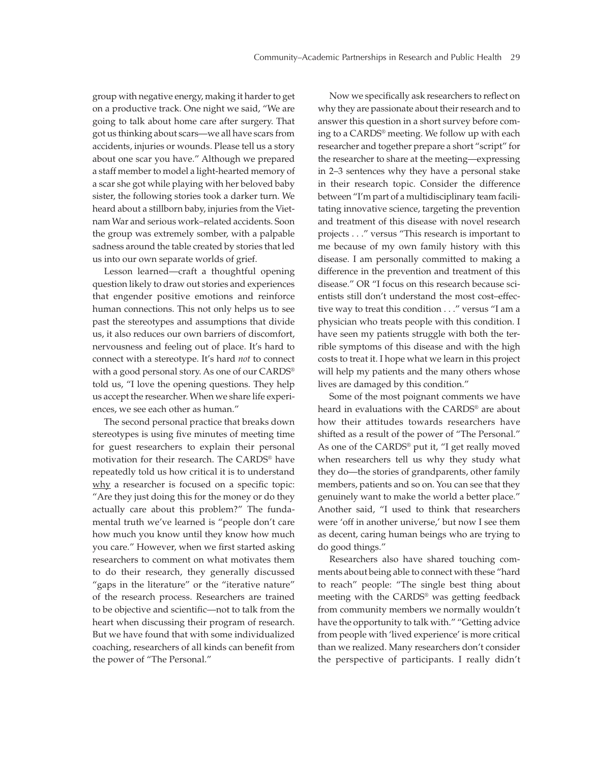group with negative energy, making it harder to get on a productive track. One night we said, "We are going to talk about home care after surgery. That got us thinking about scars—we all have scars from accidents, injuries or wounds. Please tell us a story about one scar you have." Although we prepared a staff member to model a light-hearted memory of a scar she got while playing with her beloved baby sister, the following stories took a darker turn. We heard about a stillborn baby, injuries from the Vietnam War and serious work–related accidents. Soon the group was extremely somber, with a palpable sadness around the table created by stories that led us into our own separate worlds of grief.

Lesson learned—craft a thoughtful opening question likely to draw out stories and experiences that engender positive emotions and reinforce human connections. This not only helps us to see past the stereotypes and assumptions that divide us, it also reduces our own barriers of discomfort, nervousness and feeling out of place. It's hard to connect with a stereotype. It's hard *not* to connect with a good personal story. As one of our CARDS® told us, "I love the opening questions. They help us accept the researcher. When we share life experiences, we see each other as human."

The second personal practice that breaks down stereotypes is using five minutes of meeting time for guest researchers to explain their personal motivation for their research. The CARDS® have repeatedly told us how critical it is to understand <u>why</u> a researcher is focused on a specific topic: "Are they just doing this for the money or do they actually care about this problem?" The fundamental truth we've learned is "people don't care how much you know until they know how much you care." However, when we first started asking researchers to comment on what motivates them to do their research, they generally discussed "gaps in the literature" or the "iterative nature" of the research process. Researchers are trained to be objective and scientific—not to talk from the heart when discussing their program of research. But we have found that with some individualized coaching, researchers of all kinds can benefit from the power of "The Personal."

Now we specifically ask researchers to reflect on why they are passionate about their research and to answer this question in a short survey before coming to a CARDS® meeting. We follow up with each researcher and together prepare a short "script" for the researcher to share at the meeting—expressing in 2–3 sentences why they have a personal stake in their research topic. Consider the difference between "I'm part of a multidisciplinary team facilitating innovative science, targeting the prevention and treatment of this disease with novel research projects . . ." versus "This research is important to me because of my own family history with this disease. I am personally committed to making a difference in the prevention and treatment of this disease." OR "I focus on this research because scientists still don't understand the most cost–effective way to treat this condition . . ." versus "I am a physician who treats people with this condition. I have seen my patients struggle with both the terrible symptoms of this disease and with the high costs to treat it. I hope what we learn in this project will help my patients and the many others whose lives are damaged by this condition."

Some of the most poignant comments we have heard in evaluations with the CARDS® are about how their attitudes towards researchers have shifted as a result of the power of "The Personal." As one of the CARDS® put it, "I get really moved when researchers tell us why they study what they do—the stories of grandparents, other family members, patients and so on. You can see that they genuinely want to make the world a better place." Another said, "I used to think that researchers were 'off in another universe,' but now I see them as decent, caring human beings who are trying to do good things."

Researchers also have shared touching comments about being able to connect with these "hard to reach" people: "The single best thing about meeting with the CARDS® was getting feedback from community members we normally wouldn't have the opportunity to talk with." "Getting advice from people with 'lived experience' is more critical than we realized. Many researchers don't consider the perspective of participants. I really didn't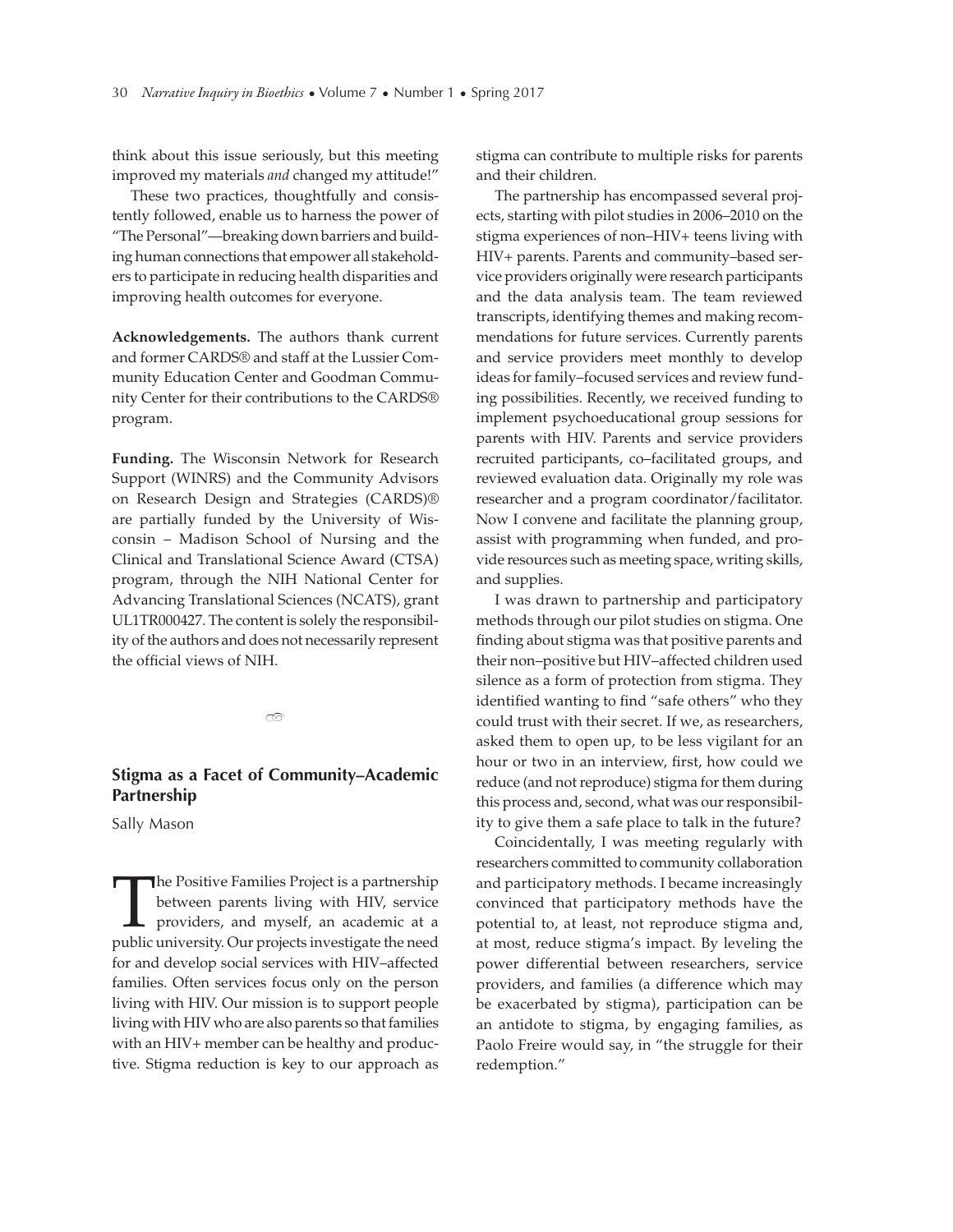think about this issue seriously, but this meeting improved my materials *and* changed my attitude!"

These two practices, thoughtfully and consistently followed, enable us to harness the power of "The Personal"—breaking down barriers and building human connections that empower all stakeholders to participate in reducing health disparities and improving health outcomes for everyone.

**Acknowledgements.** The authors thank current and former CARDS® and staff at the Lussier Community Education Center and Goodman Community Center for their contributions to the CARDS® program.

**Funding.** The Wisconsin Network for Research Support (WINRS) and the Community Advisors on Research Design and Strategies (CARDS)® are partially funded by the University of Wisconsin – Madison School of Nursing and the Clinical and Translational Science Award (CTSA) program, through the NIH National Center for Advancing Translational Sciences (NCATS), grant UL1TR000427. The content is solely the responsibility of the authors and does not necessarily represent the official views of NIH.

## Stigma as a Facet of Community–Academic Partnership

Sally Mason

The Positive Families Project is a partnership between parents living with HIV, service providers, and myself, an academic at a public university. Our projects investigate the need for and develop social services with HIV–affected families. Often services focus only on the person living with HIV. Our mission is to support people living with HIV who are also parents so that families with an HIV+ member can be healthy and productive. Stigma reduction is key to our approach as stigma can contribute to multiple risks for parents and their children.

The partnership has encompassed several projects, starting with pilot studies in 2006–2010 on the stigma experiences of non–HIV+ teens living with HIV+ parents. Parents and community–based service providers originally were research participants and the data analysis team. The team reviewed transcripts, identifying themes and making recommendations for future services. Currently parents and service providers meet monthly to develop ideas for family–focused services and review funding possibilities. Recently, we received funding to implement psychoeducational group sessions for parents with HIV. Parents and service providers recruited participants, co–facilitated groups, and reviewed evaluation data. Originally my role was researcher and a program coordinator/facilitator. Now I convene and facilitate the planning group, assist with programming when funded, and provide resources such as meeting space, writing skills, and supplies.

I was drawn to partnership and participatory methods through our pilot studies on stigma. One finding about stigma was that positive parents and their non–positive but HIV–affected children used silence as a form of protection from stigma. They identified wanting to find "safe others" who they could trust with their secret. If we, as researchers, asked them to open up, to be less vigilant for an hour or two in an interview, first, how could we reduce (and not reproduce) stigma for them during this process and, second, what was our responsibility to give them a safe place to talk in the future?

Coincidentally, I was meeting regularly with researchers committed to community collaboration and participatory methods. I became increasingly convinced that participatory methods have the potential to, at least, not reproduce stigma and, at most, reduce stigma's impact. By leveling the power differential between researchers, service providers, and families (a difference which may be exacerbated by stigma), participation can be an antidote to stigma, by engaging families, as Paolo Freire would say, in "the struggle for their redemption."